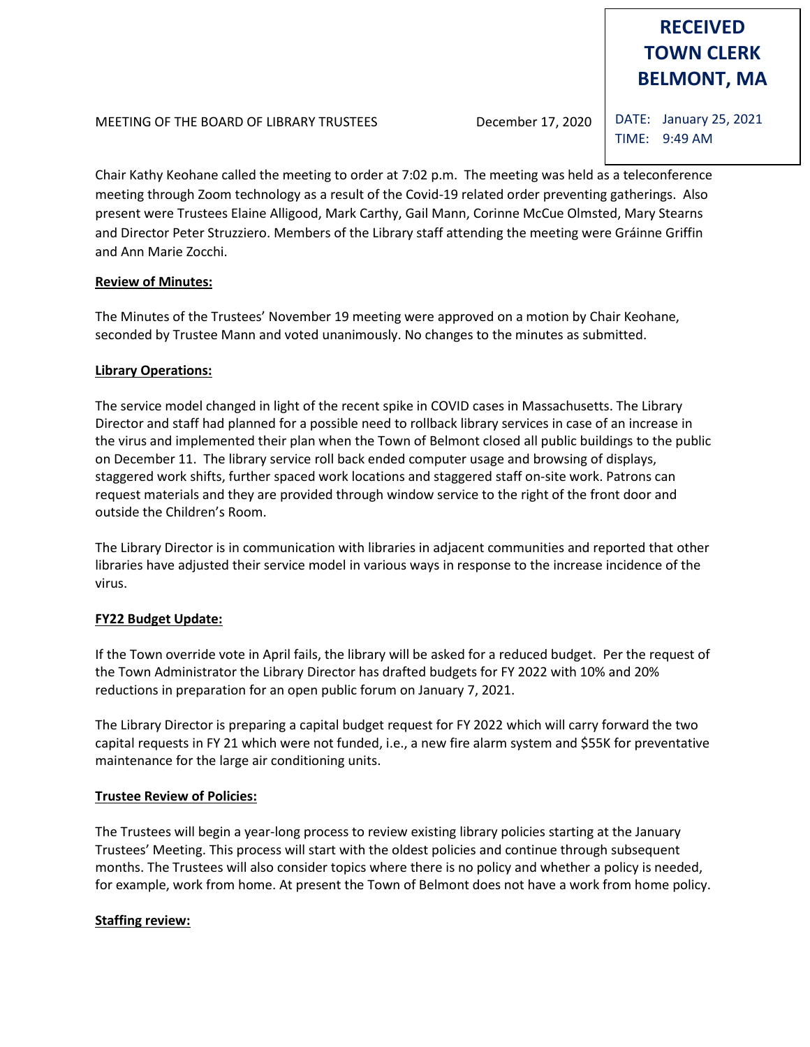**RECEIVED**
**TOWN CLERK**
**BELMONT, MA**

DATE: January 25, 2021
TIME: 9:49 AM

MEETING OF THE BOARD OF LIBRARY TRUSTEES December 17, 2020

Chair Kathy Keohane called the meeting to order at 7:02 p.m. The meeting was held as a teleconference meeting through Zoom technology as a result of the Covid-19 related order preventing gatherings. Also present were Trustees Elaine Alligood, Mark Carthy, Gail Mann, Corinne McCue Olmsted, Mary Stearns and Director Peter Struzziero. Members of the Library staff attending the meeting were Gráinne Griffin and Ann Marie Zocchi.

**Review of Minutes:**

The Minutes of the Trustees' November 19 meeting were approved on a motion by Chair Keohane, seconded by Trustee Mann and voted unanimously. No changes to the minutes as submitted.

**Library Operations:**

The service model changed in light of the recent spike in COVID cases in Massachusetts. The Library Director and staff had planned for a possible need to rollback library services in case of an increase in the virus and implemented their plan when the Town of Belmont closed all public buildings to the public on December 11. The library service roll back ended computer usage and browsing of displays, staggered work shifts, further spaced work locations and staggered staff on-site work. Patrons can request materials and they are provided through window service to the right of the front door and outside the Children's Room.

The Library Director is in communication with libraries in adjacent communities and reported that other libraries have adjusted their service model in various ways in response to the increase incidence of the virus.

**FY22 Budget Update:**

If the Town override vote in April fails, the library will be asked for a reduced budget. Per the request of the Town Administrator the Library Director has drafted budgets for FY 2022 with 10% and 20% reductions in preparation for an open public forum on January 7, 2021.

The Library Director is preparing a capital budget request for FY 2022 which will carry forward the two capital requests in FY 21 which were not funded, i.e., a new fire alarm system and $55K for preventative maintenance for the large air conditioning units.

**Trustee Review of Policies:**

The Trustees will begin a year-long process to review existing library policies starting at the January Trustees' Meeting. This process will start with the oldest policies and continue through subsequent months. The Trustees will also consider topics where there is no policy and whether a policy is needed, for example, work from home. At present the Town of Belmont does not have a work from home policy.

**Staffing review:**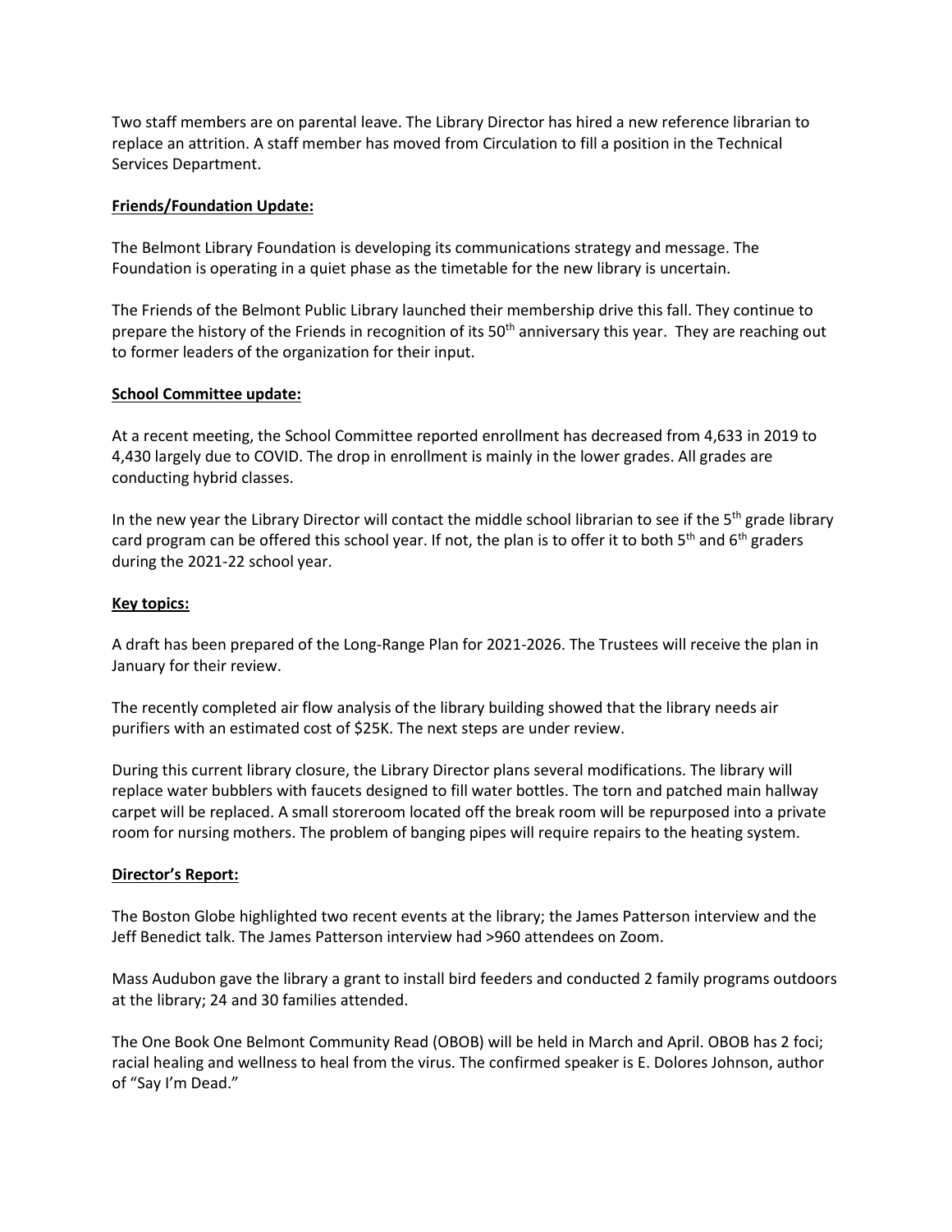Two staff members are on parental leave. The Library Director has hired a new reference librarian to replace an attrition. A staff member has moved from Circulation to fill a position in the Technical Services Department.

**Friends/Foundation Update:**

The Belmont Library Foundation is developing its communications strategy and message. The Foundation is operating in a quiet phase as the timetable for the new library is uncertain.

The Friends of the Belmont Public Library launched their membership drive this fall. They continue to prepare the history of the Friends in recognition of its 50th anniversary this year. They are reaching out to former leaders of the organization for their input.

**School Committee update:**

At a recent meeting, the School Committee reported enrollment has decreased from 4,633 in 2019 to 4,430 largely due to COVID. The drop in enrollment is mainly in the lower grades. All grades are conducting hybrid classes.

In the new year the Library Director will contact the middle school librarian to see if the 5th grade library card program can be offered this school year. If not, the plan is to offer it to both 5th and 6th graders during the 2021-22 school year.

**Key topics:**

A draft has been prepared of the Long-Range Plan for 2021-2026. The Trustees will receive the plan in January for their review.

The recently completed air flow analysis of the library building showed that the library needs air purifiers with an estimated cost of $25K. The next steps are under review.

During this current library closure, the Library Director plans several modifications. The library will replace water bubblers with faucets designed to fill water bottles. The torn and patched main hallway carpet will be replaced. A small storeroom located off the break room will be repurposed into a private room for nursing mothers. The problem of banging pipes will require repairs to the heating system.

**Director's Report:**

The Boston Globe highlighted two recent events at the library; the James Patterson interview and the Jeff Benedict talk. The James Patterson interview had >960 attendees on Zoom.

Mass Audubon gave the library a grant to install bird feeders and conducted 2 family programs outdoors at the library; 24 and 30 families attended.

The One Book One Belmont Community Read (OBOB) will be held in March and April. OBOB has 2 foci; racial healing and wellness to heal from the virus. The confirmed speaker is E. Dolores Johnson, author of "Say I'm Dead."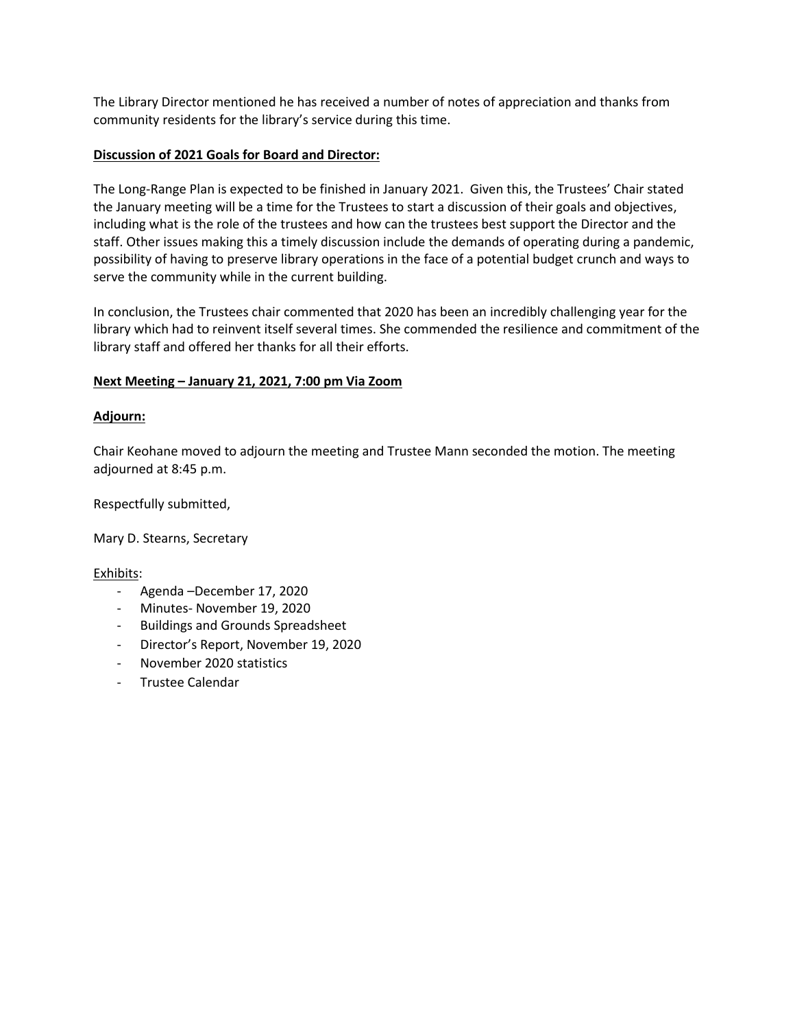The Library Director mentioned he has received a number of notes of appreciation and thanks from community residents for the library's service during this time.

**Discussion of 2021 Goals for Board and Director:**

The Long-Range Plan is expected to be finished in January 2021. Given this, the Trustees' Chair stated the January meeting will be a time for the Trustees to start a discussion of their goals and objectives, including what is the role of the trustees and how can the trustees best support the Director and the staff. Other issues making this a timely discussion include the demands of operating during a pandemic, possibility of having to preserve library operations in the face of a potential budget crunch and ways to serve the community while in the current building.

In conclusion, the Trustees chair commented that 2020 has been an incredibly challenging year for the library which had to reinvent itself several times. She commended the resilience and commitment of the library staff and offered her thanks for all their efforts.

**Next Meeting – January 21, 2021, 7:00 pm Via Zoom**

**Adjourn:**

Chair Keohane moved to adjourn the meeting and Trustee Mann seconded the motion. The meeting adjourned at 8:45 p.m.

Respectfully submitted,

Mary D. Stearns, Secretary

Exhibits:

- Agenda –December 17, 2020
- Minutes- November 19, 2020
- Buildings and Grounds Spreadsheet
- Director's Report, November 19, 2020
- November 2020 statistics
- Trustee Calendar